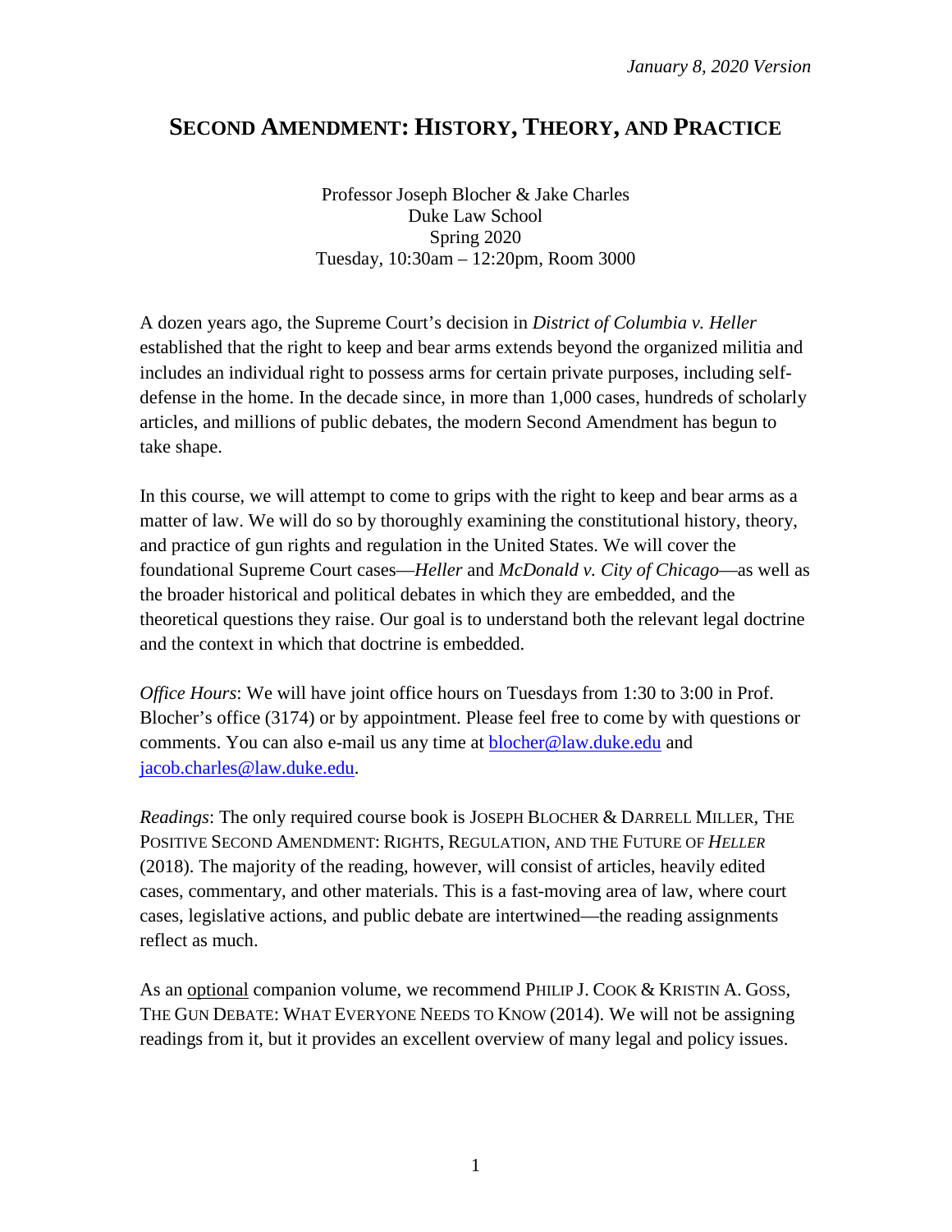*January 8, 2020 Version*

# SECOND AMENDMENT: HISTORY, THEORY, AND PRACTICE

Professor Joseph Blocher & Jake Charles  
Duke Law School  
Spring 2020  
Tuesday, 10:30am – 12:20pm, Room 3000

A dozen years ago, the Supreme Court's decision in *District of Columbia v. Heller* established that the right to keep and bear arms extends beyond the organized militia and includes an individual right to possess arms for certain private purposes, including self-defense in the home. In the decade since, in more than 1,000 cases, hundreds of scholarly articles, and millions of public debates, the modern Second Amendment has begun to take shape.

In this course, we will attempt to come to grips with the right to keep and bear arms as a matter of law. We will do so by thoroughly examining the constitutional history, theory, and practice of gun rights and regulation in the United States. We will cover the foundational Supreme Court cases—*Heller* and *McDonald v. City of Chicago*—as well as the broader historical and political debates in which they are embedded, and the theoretical questions they raise. Our goal is to understand both the relevant legal doctrine and the context in which that doctrine is embedded.

*Office Hours*: We will have joint office hours on Tuesdays from 1:30 to 3:00 in Prof. Blocher's office (3174) or by appointment. Please feel free to come by with questions or comments. You can also e-mail us any time at blocher@law.duke.edu and jacob.charles@law.duke.edu.

*Readings*: The only required course book is JOSEPH BLOCHER & DARRELL MILLER, THE POSITIVE SECOND AMENDMENT: RIGHTS, REGULATION, AND THE FUTURE OF *HELLER* (2018). The majority of the reading, however, will consist of articles, heavily edited cases, commentary, and other materials. This is a fast-moving area of law, where court cases, legislative actions, and public debate are intertwined—the reading assignments reflect as much.

As an optional companion volume, we recommend PHILIP J. COOK & KRISTIN A. GOSS, THE GUN DEBATE: WHAT EVERYONE NEEDS TO KNOW (2014). We will not be assigning readings from it, but it provides an excellent overview of many legal and policy issues.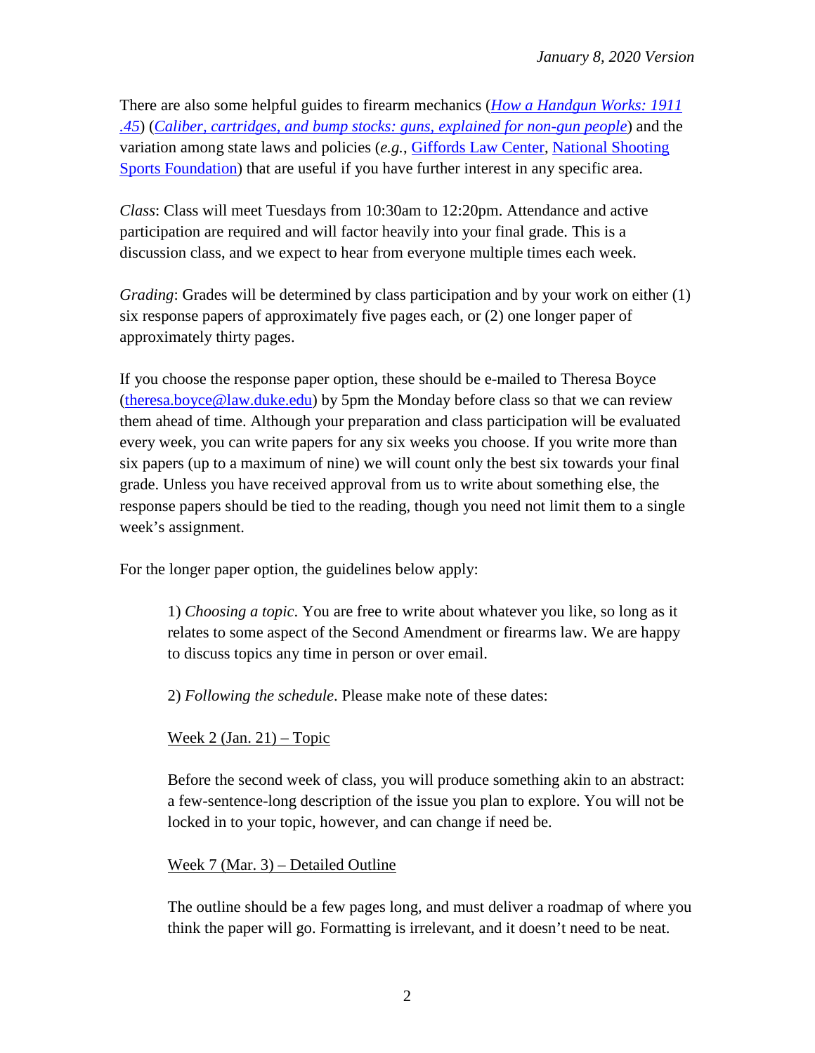There are also some helpful guides to firearm mechanics (*How a Handgun Works: 1911 .45*) (*Caliber, cartridges, and bump stocks: guns, explained for non-gun people*) and the variation among state laws and policies (*e.g.*, Giffords Law Center, National Shooting Sports Foundation) that are useful if you have further interest in any specific area.

*Class*: Class will meet Tuesdays from 10:30am to 12:20pm. Attendance and active participation are required and will factor heavily into your final grade. This is a discussion class, and we expect to hear from everyone multiple times each week.

*Grading*: Grades will be determined by class participation and by your work on either (1) six response papers of approximately five pages each, or (2) one longer paper of approximately thirty pages.

If you choose the response paper option, these should be e-mailed to Theresa Boyce (theresa.boyce@law.duke.edu) by 5pm the Monday before class so that we can review them ahead of time. Although your preparation and class participation will be evaluated every week, you can write papers for any six weeks you choose. If you write more than six papers (up to a maximum of nine) we will count only the best six towards your final grade. Unless you have received approval from us to write about something else, the response papers should be tied to the reading, though you need not limit them to a single week's assignment.

For the longer paper option, the guidelines below apply:

> 1) *Choosing a topic*. You are free to write about whatever you like, so long as it relates to some aspect of the Second Amendment or firearms law. We are happy to discuss topics any time in person or over email.
>
> 2) *Following the schedule*. Please make note of these dates:
>
> Week 2 (Jan. 21) – Topic
>
> Before the second week of class, you will produce something akin to an abstract: a few-sentence-long description of the issue you plan to explore. You will not be locked in to your topic, however, and can change if need be.
>
> Week 7 (Mar. 3) – Detailed Outline
>
> The outline should be a few pages long, and must deliver a roadmap of where you think the paper will go. Formatting is irrelevant, and it doesn't need to be neat.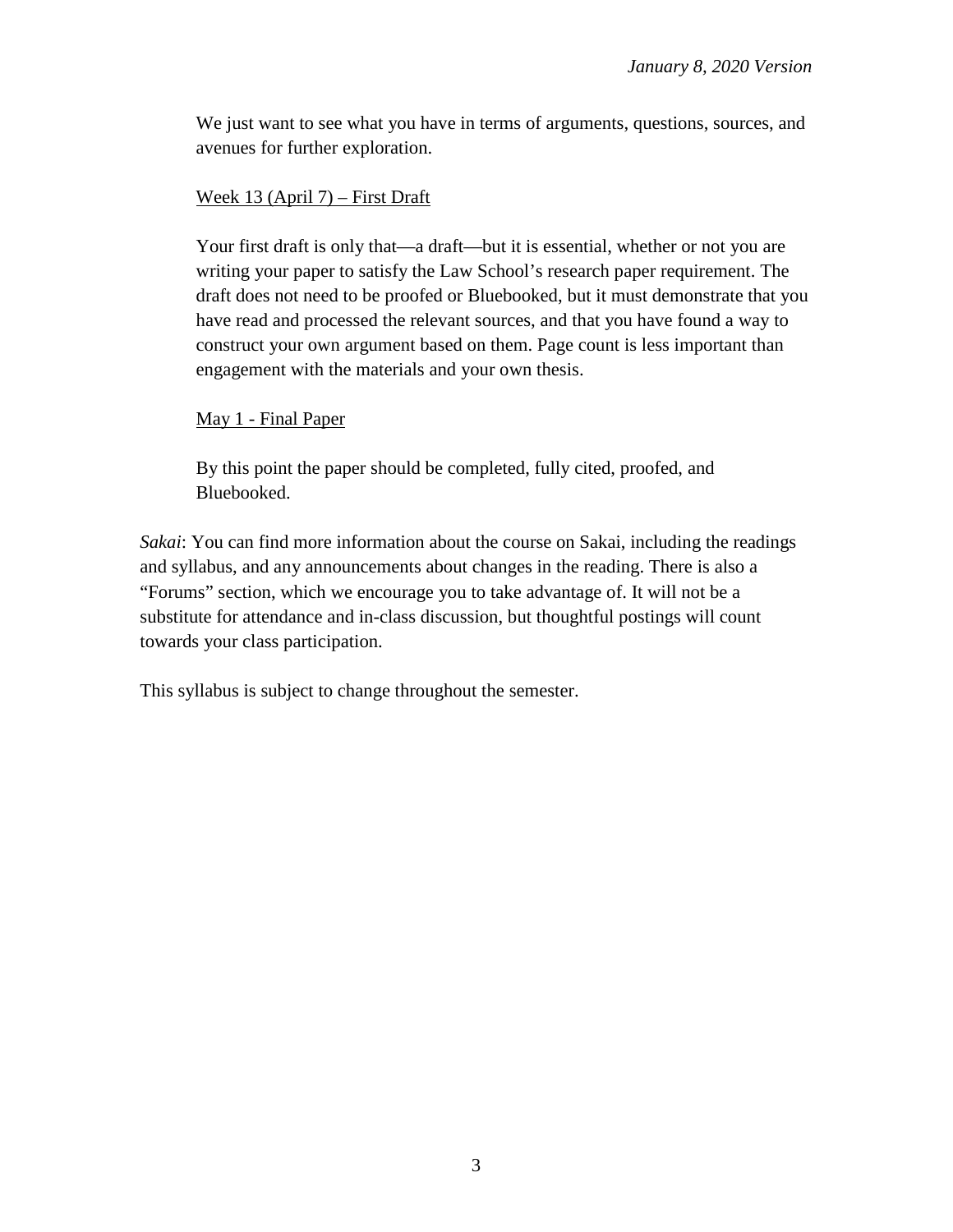We just want to see what you have in terms of arguments, questions, sources, and avenues for further exploration.

Week 13 (April 7) – First Draft

Your first draft is only that—a draft—but it is essential, whether or not you are writing your paper to satisfy the Law School's research paper requirement. The draft does not need to be proofed or Bluebooked, but it must demonstrate that you have read and processed the relevant sources, and that you have found a way to construct your own argument based on them. Page count is less important than engagement with the materials and your own thesis.

May 1 - Final Paper

By this point the paper should be completed, fully cited, proofed, and Bluebooked.

*Sakai*: You can find more information about the course on Sakai, including the readings and syllabus, and any announcements about changes in the reading. There is also a "Forums" section, which we encourage you to take advantage of. It will not be a substitute for attendance and in-class discussion, but thoughtful postings will count towards your class participation.

This syllabus is subject to change throughout the semester.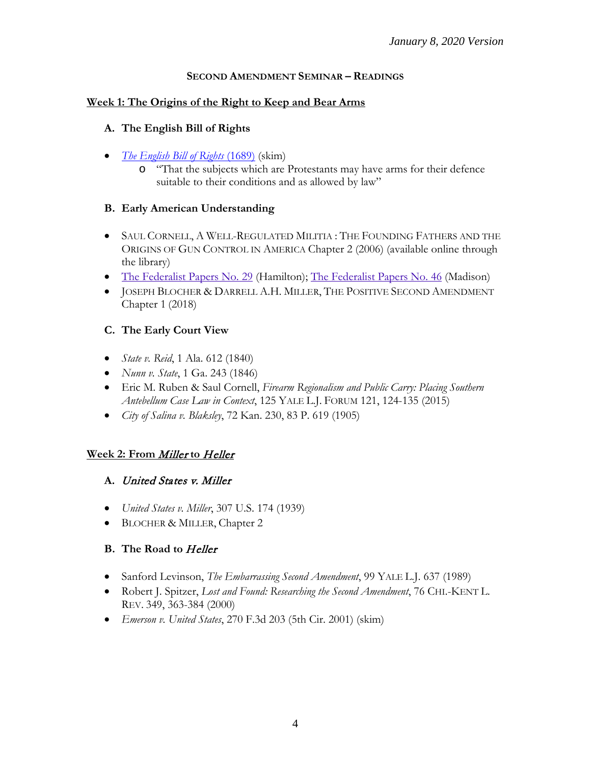*January 8, 2020 Version*

**SECOND AMENDMENT SEMINAR – READINGS**

## Week 1: The Origins of the Right to Keep and Bear Arms

### A. The English Bill of Rights

- *The English Bill of Rights* (1689) (skim)
  - "That the subjects which are Protestants may have arms for their defence suitable to their conditions and as allowed by law"

### B. Early American Understanding

- SAUL CORNELL, A WELL-REGULATED MILITIA : THE FOUNDING FATHERS AND THE ORIGINS OF GUN CONTROL IN AMERICA Chapter 2 (2006) (available online through the library)
- The Federalist Papers No. 29 (Hamilton); The Federalist Papers No. 46 (Madison)
- JOSEPH BLOCHER & DARRELL A.H. MILLER, THE POSITIVE SECOND AMENDMENT Chapter 1 (2018)

### C. The Early Court View

- *State v. Reid*, 1 Ala. 612 (1840)
- *Nunn v. State*, 1 Ga. 243 (1846)
- Eric M. Ruben & Saul Cornell, *Firearm Regionalism and Public Carry: Placing Southern Antebellum Case Law in Context*, 125 YALE L.J. FORUM 121, 124-135 (2015)
- *City of Salina v. Blaksley*, 72 Kan. 230, 83 P. 619 (1905)

## Week 2: From *Miller* to *Heller*

### A. *United States v. Miller*

- *United States v. Miller*, 307 U.S. 174 (1939)
- BLOCHER & MILLER, Chapter 2

### B. The Road to *Heller*

- Sanford Levinson, *The Embarrassing Second Amendment*, 99 YALE L.J. 637 (1989)
- Robert J. Spitzer, *Lost and Found: Researching the Second Amendment*, 76 CHI.-KENT L. REV. 349, 363-384 (2000)
- *Emerson v. United States*, 270 F.3d 203 (5th Cir. 2001) (skim)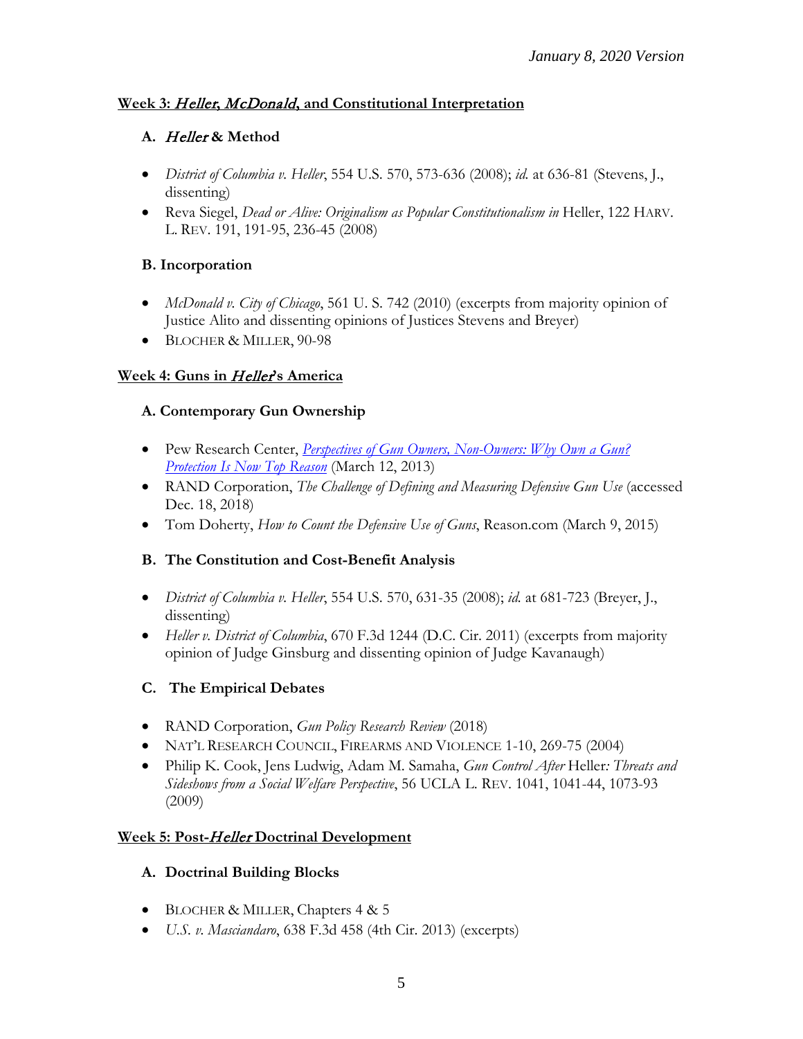### Week 3: *Heller, McDonald*, and Constitutional Interpretation

**A. *Heller* & Method**

- *District of Columbia v. Heller*, 554 U.S. 570, 573-636 (2008); *id.* at 636-81 (Stevens, J., dissenting)
- Reva Siegel, *Dead or Alive: Originalism as Popular Constitutionalism in* Heller, 122 HARV. L. REV. 191, 191-95, 236-45 (2008)

**B. Incorporation**

- *McDonald v. City of Chicago*, 561 U. S. 742 (2010) (excerpts from majority opinion of Justice Alito and dissenting opinions of Justices Stevens and Breyer)
- BLOCHER & MILLER, 90-98

### Week 4: Guns in *Heller*'s America

**A. Contemporary Gun Ownership**

- Pew Research Center, *Perspectives of Gun Owners, Non-Owners: Why Own a Gun? Protection Is Now Top Reason* (March 12, 2013)
- RAND Corporation, *The Challenge of Defining and Measuring Defensive Gun Use* (accessed Dec. 18, 2018)
- Tom Doherty, *How to Count the Defensive Use of Guns*, Reason.com (March 9, 2015)

**B. The Constitution and Cost-Benefit Analysis**

- *District of Columbia v. Heller*, 554 U.S. 570, 631-35 (2008); *id.* at 681-723 (Breyer, J., dissenting)
- *Heller v. District of Columbia*, 670 F.3d 1244 (D.C. Cir. 2011) (excerpts from majority opinion of Judge Ginsburg and dissenting opinion of Judge Kavanaugh)

**C. The Empirical Debates**

- RAND Corporation, *Gun Policy Research Review* (2018)
- NAT'L RESEARCH COUNCIL, FIREARMS AND VIOLENCE 1-10, 269-75 (2004)
- Philip K. Cook, Jens Ludwig, Adam M. Samaha, *Gun Control After* Heller*: Threats and Sideshows from a Social Welfare Perspective*, 56 UCLA L. REV. 1041, 1041-44, 1073-93 (2009)

### Week 5: Post-*Heller* Doctrinal Development

**A. Doctrinal Building Blocks**

- BLOCHER & MILLER, Chapters 4 & 5
- *U.S. v. Masciandaro*, 638 F.3d 458 (4th Cir. 2013) (excerpts)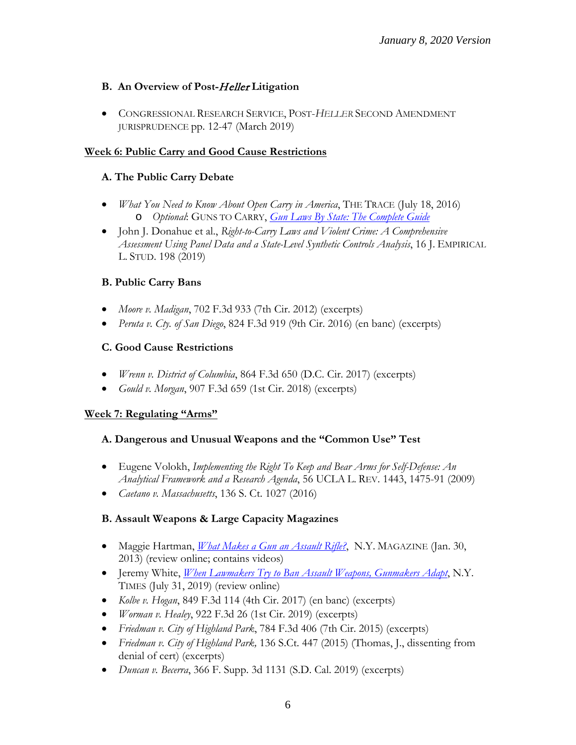## B. An Overview of Post-*Heller* Litigation

- CONGRESSIONAL RESEARCH SERVICE, POST-*HELLER* SECOND AMENDMENT JURISPRUDENCE pp. 12-47 (March 2019)

### Week 6: Public Carry and Good Cause Restrictions

## A. The Public Carry Debate

- *What You Need to Know About Open Carry in America*, THE TRACE (July 18, 2016)
  - *Optional*: GUNS TO CARRY, *Gun Laws By State: The Complete Guide*
- John J. Donahue et al., *Right-to-Carry Laws and Violent Crime: A Comprehensive Assessment Using Panel Data and a State-Level Synthetic Controls Analysis*, 16 J. EMPIRICAL L. STUD. 198 (2019)

## B. Public Carry Bans

- *Moore v. Madigan*, 702 F.3d 933 (7th Cir. 2012) (excerpts)
- *Peruta v. Cty. of San Diego*, 824 F.3d 919 (9th Cir. 2016) (en banc) (excerpts)

## C. Good Cause Restrictions

- *Wrenn v. District of Columbia*, 864 F.3d 650 (D.C. Cir. 2017) (excerpts)
- *Gould v. Morgan*, 907 F.3d 659 (1st Cir. 2018) (excerpts)

### Week 7: Regulating "Arms"

## A. Dangerous and Unusual Weapons and the "Common Use" Test

- Eugene Volokh, *Implementing the Right To Keep and Bear Arms for Self-Defense: An Analytical Framework and a Research Agenda*, 56 UCLA L. REV. 1443, 1475-91 (2009)
- *Caetano v. Massachusetts*, 136 S. Ct. 1027 (2016)

## B. Assault Weapons & Large Capacity Magazines

- Maggie Hartman, *What Makes a Gun an Assault Rifle?*, N.Y. MAGAZINE (Jan. 30, 2013) (review online; contains videos)
- Jeremy White, *When Lawmakers Try to Ban Assault Weapons, Gunmakers Adapt*, N.Y. TIMES (July 31, 2019) (review online)
- *Kolbe v. Hogan*, 849 F.3d 114 (4th Cir. 2017) (en banc) (excerpts)
- *Worman v. Healey*, 922 F.3d 26 (1st Cir. 2019) (excerpts)
- *Friedman v. City of Highland Park*, 784 F.3d 406 (7th Cir. 2015) (excerpts)
- *Friedman v. City of Highland Park,* 136 S.Ct. 447 (2015) (Thomas, J., dissenting from denial of cert) (excerpts)
- *Duncan v. Becerra*, 366 F. Supp. 3d 1131 (S.D. Cal. 2019) (excerpts)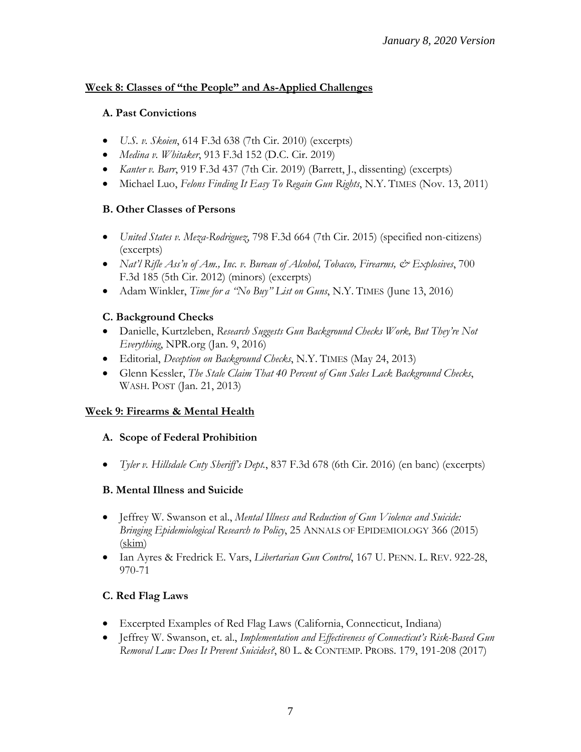*January 8, 2020 Version*

**Week 8: Classes of "the People" and As-Applied Challenges**

**A. Past Convictions**

- *U.S. v. Skoien*, 614 F.3d 638 (7th Cir. 2010) (excerpts)
- *Medina v. Whitaker*, 913 F.3d 152 (D.C. Cir. 2019)
- *Kanter v. Barr*, 919 F.3d 437 (7th Cir. 2019) (Barrett, J., dissenting) (excerpts)
- Michael Luo, *Felons Finding It Easy To Regain Gun Rights*, N.Y. TIMES (Nov. 13, 2011)

**B. Other Classes of Persons**

- *United States v. Meza-Rodriguez*, 798 F.3d 664 (7th Cir. 2015) (specified non-citizens) (excerpts)
- *Nat'l Rifle Ass'n of Am., Inc. v. Bureau of Alcohol, Tobacco, Firearms, & Explosives*, 700 F.3d 185 (5th Cir. 2012) (minors) (excerpts)
- Adam Winkler, *Time for a "No Buy" List on Guns*, N.Y. TIMES (June 13, 2016)

**C. Background Checks**

- Danielle, Kurtzleben, *Research Suggests Gun Background Checks Work, But They're Not Everything*, NPR.org (Jan. 9, 2016)
- Editorial, *Deception on Background Checks*, N.Y. TIMES (May 24, 2013)
- Glenn Kessler, *The Stale Claim That 40 Percent of Gun Sales Lack Background Checks*, WASH. POST (Jan. 21, 2013)

**Week 9: Firearms & Mental Health**

**A. Scope of Federal Prohibition**

- *Tyler v. Hillsdale Cnty Sheriff's Dept.*, 837 F.3d 678 (6th Cir. 2016) (en banc) (excerpts)

**B. Mental Illness and Suicide**

- Jeffrey W. Swanson et al., *Mental Illness and Reduction of Gun Violence and Suicide: Bringing Epidemiological Research to Policy*, 25 ANNALS OF EPIDEMIOLOGY 366 (2015) (skim)
- Ian Ayres & Fredrick E. Vars, *Libertarian Gun Control*, 167 U. PENN. L. REV. 922-28, 970-71

**C. Red Flag Laws**

- Excerpted Examples of Red Flag Laws (California, Connecticut, Indiana)
- Jeffrey W. Swanson, et. al., *Implementation and Effectiveness of Connecticut's Risk-Based Gun Removal Law: Does It Prevent Suicides?*, 80 L. & CONTEMP. PROBS. 179, 191-208 (2017)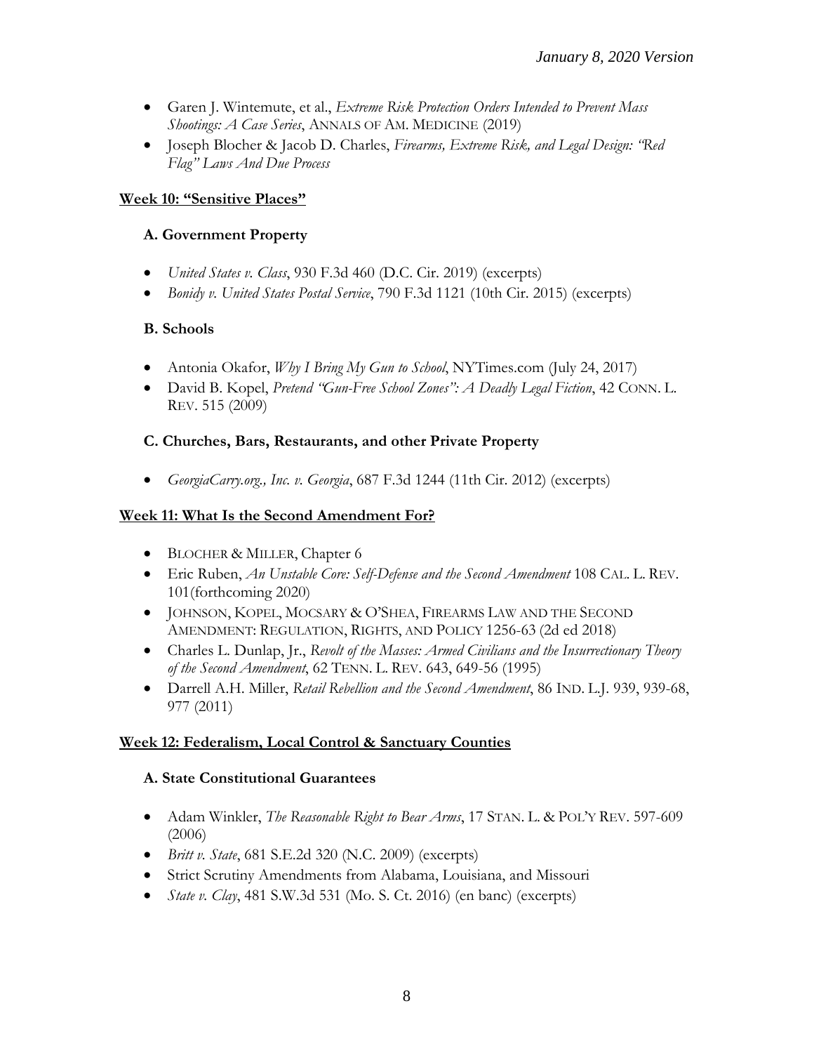- Garen J. Wintemute, et al., *Extreme Risk Protection Orders Intended to Prevent Mass Shootings: A Case Series*, ANNALS OF AM. MEDICINE (2019)
- Joseph Blocher & Jacob D. Charles, *Firearms, Extreme Risk, and Legal Design: "Red Flag" Laws And Due Process*

**<u>Week 10: "Sensitive Places"</u>**

**A. Government Property**

- *United States v. Class*, 930 F.3d 460 (D.C. Cir. 2019) (excerpts)
- *Bonidy v. United States Postal Service*, 790 F.3d 1121 (10th Cir. 2015) (excerpts)

**B. Schools**

- Antonia Okafor, *Why I Bring My Gun to School*, NYTimes.com (July 24, 2017)
- David B. Kopel, *Pretend "Gun-Free School Zones": A Deadly Legal Fiction*, 42 CONN. L. REV. 515 (2009)

**C. Churches, Bars, Restaurants, and other Private Property**

- *GeorgiaCarry.org., Inc. v. Georgia*, 687 F.3d 1244 (11th Cir. 2012) (excerpts)

**<u>Week 11: What Is the Second Amendment For?</u>**

- BLOCHER & MILLER, Chapter 6
- Eric Ruben, *An Unstable Core: Self-Defense and the Second Amendment* 108 CAL. L. REV. 101(forthcoming 2020)
- JOHNSON, KOPEL, MOCSARY & O'SHEA, FIREARMS LAW AND THE SECOND AMENDMENT: REGULATION, RIGHTS, AND POLICY 1256-63 (2d ed 2018)
- Charles L. Dunlap, Jr., *Revolt of the Masses: Armed Civilians and the Insurrectionary Theory of the Second Amendment*, 62 TENN. L. REV. 643, 649-56 (1995)
- Darrell A.H. Miller, *Retail Rebellion and the Second Amendment*, 86 IND. L.J. 939, 939-68, 977 (2011)

**<u>Week 12: Federalism, Local Control & Sanctuary Counties</u>**

**A. State Constitutional Guarantees**

- Adam Winkler, *The Reasonable Right to Bear Arms*, 17 STAN. L. & POL'Y REV. 597-609 (2006)
- *Britt v. State*, 681 S.E.2d 320 (N.C. 2009) (excerpts)
- Strict Scrutiny Amendments from Alabama, Louisiana, and Missouri
- *State v. Clay*, 481 S.W.3d 531 (Mo. S. Ct. 2016) (en banc) (excerpts)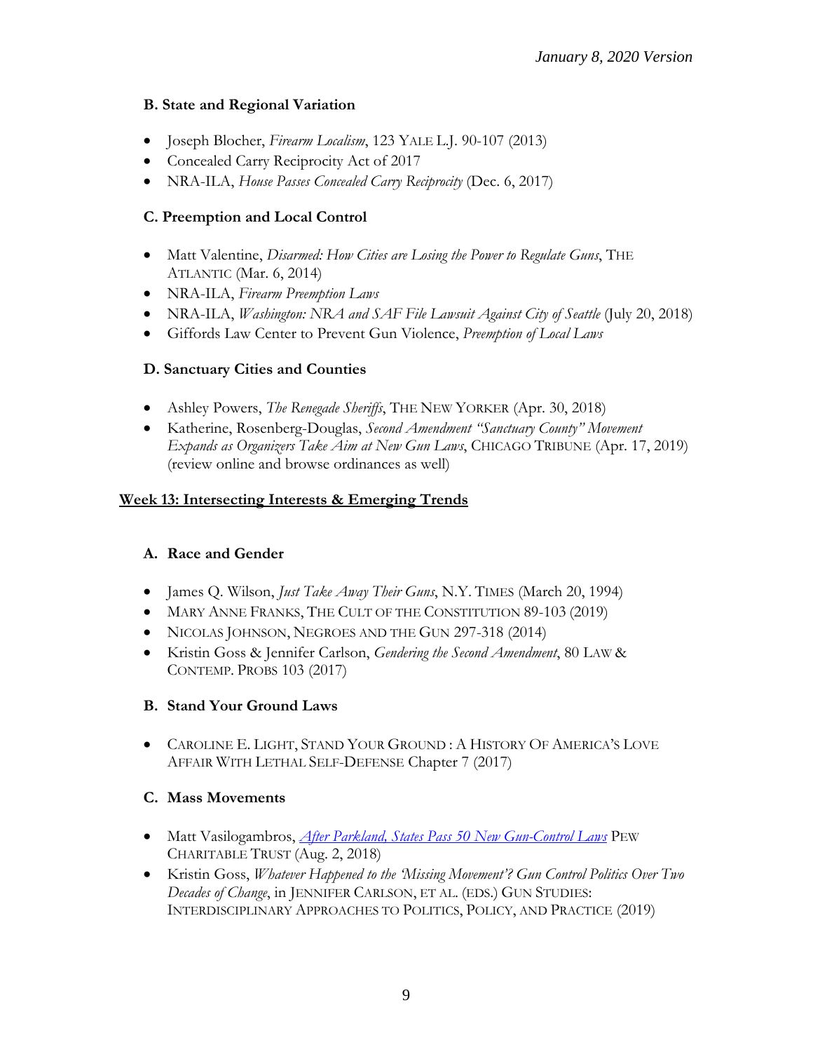*January 8, 2020 Version*

### B. State and Regional Variation

- Joseph Blocher, *Firearm Localism*, 123 YALE L.J. 90-107 (2013)
- Concealed Carry Reciprocity Act of 2017
- NRA-ILA, *House Passes Concealed Carry Reciprocity* (Dec. 6, 2017)

### C. Preemption and Local Control

- Matt Valentine, *Disarmed: How Cities are Losing the Power to Regulate Guns*, THE ATLANTIC (Mar. 6, 2014)
- NRA-ILA, *Firearm Preemption Laws*
- NRA-ILA, *Washington: NRA and SAF File Lawsuit Against City of Seattle* (July 20, 2018)
- Giffords Law Center to Prevent Gun Violence, *Preemption of Local Laws*

### D. Sanctuary Cities and Counties

- Ashley Powers, *The Renegade Sheriffs*, THE NEW YORKER (Apr. 30, 2018)
- Katherine, Rosenberg-Douglas, *Second Amendment "Sanctuary County" Movement Expands as Organizers Take Aim at New Gun Laws*, CHICAGO TRIBUNE (Apr. 17, 2019) (review online and browse ordinances as well)

## Week 13: Intersecting Interests & Emerging Trends

### A. Race and Gender

- James Q. Wilson, *Just Take Away Their Guns*, N.Y. TIMES (March 20, 1994)
- MARY ANNE FRANKS, THE CULT OF THE CONSTITUTION 89-103 (2019)
- NICOLAS JOHNSON, NEGROES AND THE GUN 297-318 (2014)
- Kristin Goss & Jennifer Carlson, *Gendering the Second Amendment*, 80 LAW & CONTEMP. PROBS 103 (2017)

### B. Stand Your Ground Laws

- CAROLINE E. LIGHT, STAND YOUR GROUND : A HISTORY OF AMERICA'S LOVE AFFAIR WITH LETHAL SELF-DEFENSE Chapter 7 (2017)

### C. Mass Movements

- Matt Vasilogambros, *After Parkland, States Pass 50 New Gun-Control Laws* PEW CHARITABLE TRUST (Aug. 2, 2018)
- Kristin Goss, *Whatever Happened to the 'Missing Movement'? Gun Control Politics Over Two Decades of Change*, in JENNIFER CARLSON, ET AL. (EDS.) GUN STUDIES: INTERDISCIPLINARY APPROACHES TO POLITICS, POLICY, AND PRACTICE (2019)